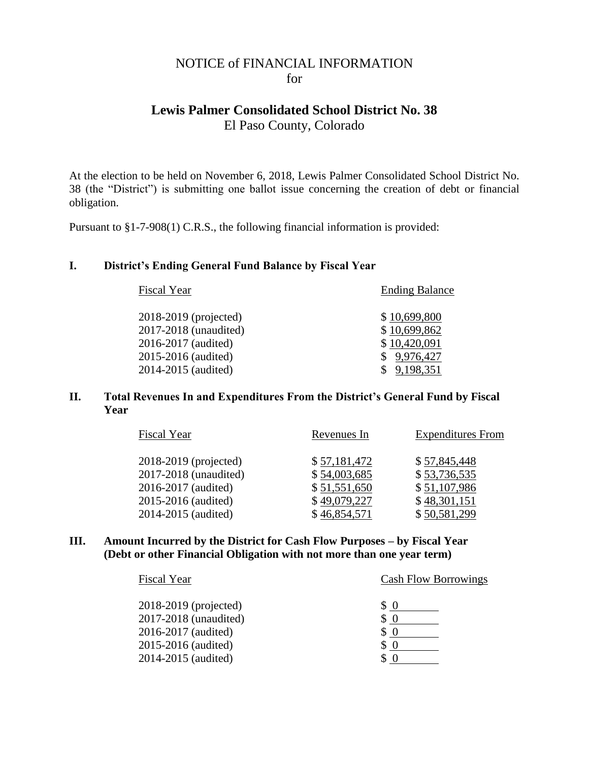# NOTICE of FINANCIAL INFORMATION for

## Lewis Palmer Consolidated School District No. 38

El Paso County, Colorado

At the election to be held on November 6, 2018, Lewis Palmer Consolidated School District No. 38 (the "District") is submitting one ballot issue concerning the creation of debt or financial obligation.

Pursuant to §1-7-908(1) C.R.S., the following financial information is provided:

### I. District's Ending General Fund Balance by Fiscal Year

| Fiscal Year | Ending Balance |
|---|---|
| 2018-2019 (projected) | $ 10,699,800 |
| 2017-2018 (unaudited) | $ 10,699,862 |
| 2016-2017 (audited) | $ 10,420,091 |
| 2015-2016 (audited) | $ 9,976,427 |
| 2014-2015 (audited) | $ 9,198,351 |

### II. Total Revenues In and Expenditures From the District's General Fund by Fiscal Year

| Fiscal Year | Revenues In | Expenditures From |
|---|---|---|
| 2018-2019 (projected) | $ 57,181,472 | $ 57,845,448 |
| 2017-2018 (unaudited) | $ 54,003,685 | $ 53,736,535 |
| 2016-2017 (audited) | $ 51,551,650 | $ 51,107,986 |
| 2015-2016 (audited) | $ 49,079,227 | $ 48,301,151 |
| 2014-2015 (audited) | $ 46,854,571 | $ 50,581,299 |

### III. Amount Incurred by the District for Cash Flow Purposes – by Fiscal Year (Debt or other Financial Obligation with not more than one year term)

| Fiscal Year | Cash Flow Borrowings |
|---|---|
| 2018-2019 (projected) | $ 0 |
| 2017-2018 (unaudited) | $ 0 |
| 2016-2017 (audited) | $ 0 |
| 2015-2016 (audited) | $ 0 |
| 2014-2015 (audited) | $ 0 |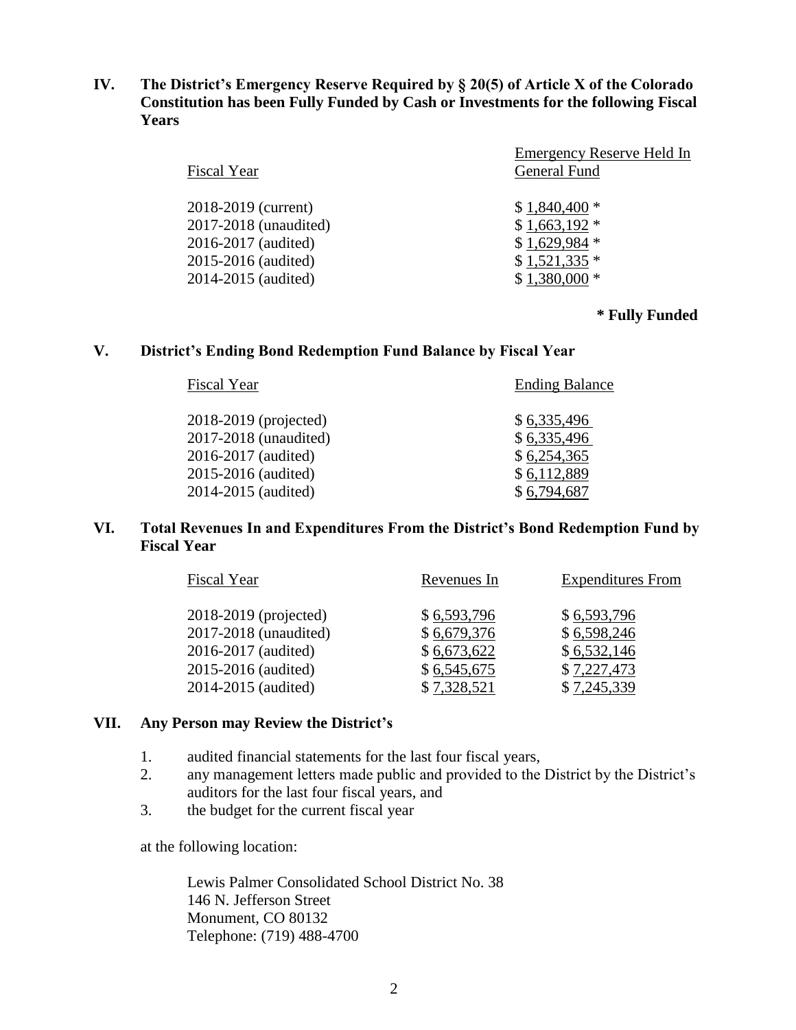## IV. The District's Emergency Reserve Required by § 20(5) of Article X of the Colorado Constitution has been Fully Funded by Cash or Investments for the following Fiscal Years

| Fiscal Year | Emergency Reserve Held In General Fund |
|---|---|
| 2018-2019 (current) | $ 1,840,400 * |
| 2017-2018 (unaudited) | $ 1,663,192 * |
| 2016-2017 (audited) | $ 1,629,984 * |
| 2015-2016 (audited) | $ 1,521,335 * |
| 2014-2015 (audited) | $ 1,380,000 * |

**\* Fully Funded**

## V. District's Ending Bond Redemption Fund Balance by Fiscal Year

| Fiscal Year | Ending Balance |
|---|---|
| 2018-2019 (projected) | $ 6,335,496 |
| 2017-2018 (unaudited) | $ 6,335,496 |
| 2016-2017 (audited) | $ 6,254,365 |
| 2015-2016 (audited) | $ 6,112,889 |
| 2014-2015 (audited) | $ 6,794,687 |

## VI. Total Revenues In and Expenditures From the District's Bond Redemption Fund by Fiscal Year

| Fiscal Year | Revenues In | Expenditures From |
|---|---|---|
| 2018-2019 (projected) | $ 6,593,796 | $ 6,593,796 |
| 2017-2018 (unaudited) | $ 6,679,376 | $ 6,598,246 |
| 2016-2017 (audited) | $ 6,673,622 | $ 6,532,146 |
| 2015-2016 (audited) | $ 6,545,675 | $ 7,227,473 |
| 2014-2015 (audited) | $ 7,328,521 | $ 7,245,339 |

## VII. Any Person may Review the District's

1. audited financial statements for the last four fiscal years,
2. any management letters made public and provided to the District by the District's auditors for the last four fiscal years, and
3. the budget for the current fiscal year

at the following location:

Lewis Palmer Consolidated School District No. 38
146 N. Jefferson Street
Monument, CO 80132
Telephone: (719) 488-4700